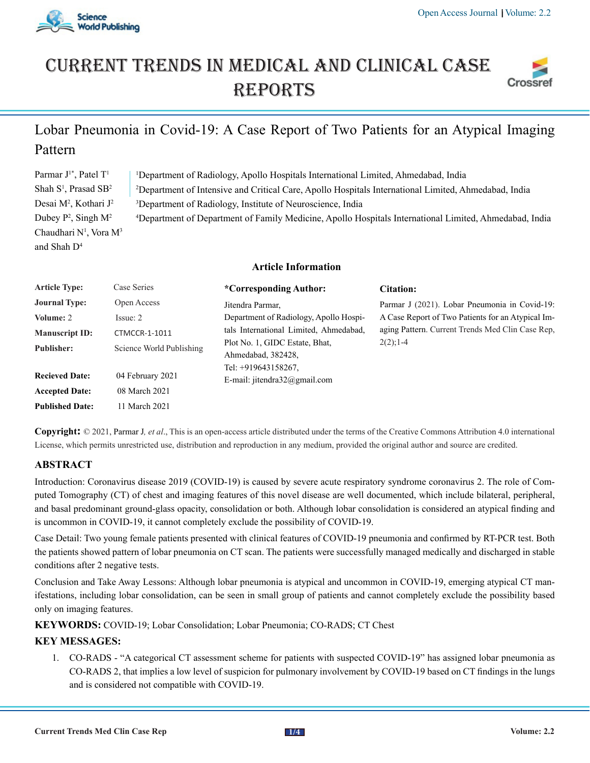# CURRENT TRENDS IN MEDICAL AND CLINICAL CASE REPORTS

## Lobar Pneumonia in Covid-19: A Case Report of Two Patients for an Atypical Imaging Pattern

Parmar J[1*], Patel T[1]
Shah S[1], Prasad SB[2]
Desai M[2], Kothari J[2]
Dubey P[2], Singh M[2]
Chaudhari N[1], Vora M[3]
and Shah D[4]

[1]Department of Radiology, Apollo Hospitals International Limited, Ahmedabad, India
[2]Department of Intensive and Critical Care, Apollo Hospitals International Limited, Ahmedabad, India
[3]Department of Radiology, Institute of Neuroscience, India
[4]Department of Department of Family Medicine, Apollo Hospitals International Limited, Ahmedabad, India

### Article Information

| | |
|---|---|
| **Article Type:** | Case Series |
| **Journal Type:** | Open Access |
| **Volume:** 2 | Issue: 2 |
| **Manuscript ID:** | CTMCCR-1-1011 |
| **Publisher:** | Science World Publishing |
| **Recieved Date:** | 04 February 2021 |
| **Accepted Date:** | 08 March 2021 |
| **Published Date:** | 11 March 2021 |

**\*Corresponding Author:**

Jitendra Parmar,
Department of Radiology, Apollo Hospitals International Limited, Ahmedabad,
Plot No. 1, GIDC Estate, Bhat,
Ahmedabad, 382428,
Tel: +919643158267,
E-mail: jitendra32@gmail.com

**Citation:**

Parmar J (2021). Lobar Pneumonia in Covid-19: A Case Report of Two Patients for an Atypical Imaging Pattern. Current Trends Med Clin Case Rep, 2(2);1-4

**Copyright:** © 2021, Parmar J*, et al*., This is an open-access article distributed under the terms of the Creative Commons Attribution 4.0 international License, which permits unrestricted use, distribution and reproduction in any medium, provided the original author and source are credited.

## ABSTRACT

Introduction: Coronavirus disease 2019 (COVID-19) is caused by severe acute respiratory syndrome coronavirus 2. The role of Computed Tomography (CT) of chest and imaging features of this novel disease are well documented, which include bilateral, peripheral, and basal predominant ground-glass opacity, consolidation or both. Although lobar consolidation is considered an atypical finding and is uncommon in COVID-19, it cannot completely exclude the possibility of COVID-19.

Case Detail: Two young female patients presented with clinical features of COVID-19 pneumonia and confirmed by RT-PCR test. Both the patients showed pattern of lobar pneumonia on CT scan. The patients were successfully managed medically and discharged in stable conditions after 2 negative tests.

Conclusion and Take Away Lessons: Although lobar pneumonia is atypical and uncommon in COVID-19, emerging atypical CT manifestations, including lobar consolidation, can be seen in small group of patients and cannot completely exclude the possibility based only on imaging features.

**KEYWORDS:** COVID-19; Lobar Consolidation; Lobar Pneumonia; CO-RADS; CT Chest

**KEY MESSAGES:**

1. CO-RADS - "A categorical CT assessment scheme for patients with suspected COVID-19" has assigned lobar pneumonia as CO-RADS 2, that implies a low level of suspicion for pulmonary involvement by COVID-19 based on CT findings in the lungs and is considered not compatible with COVID-19.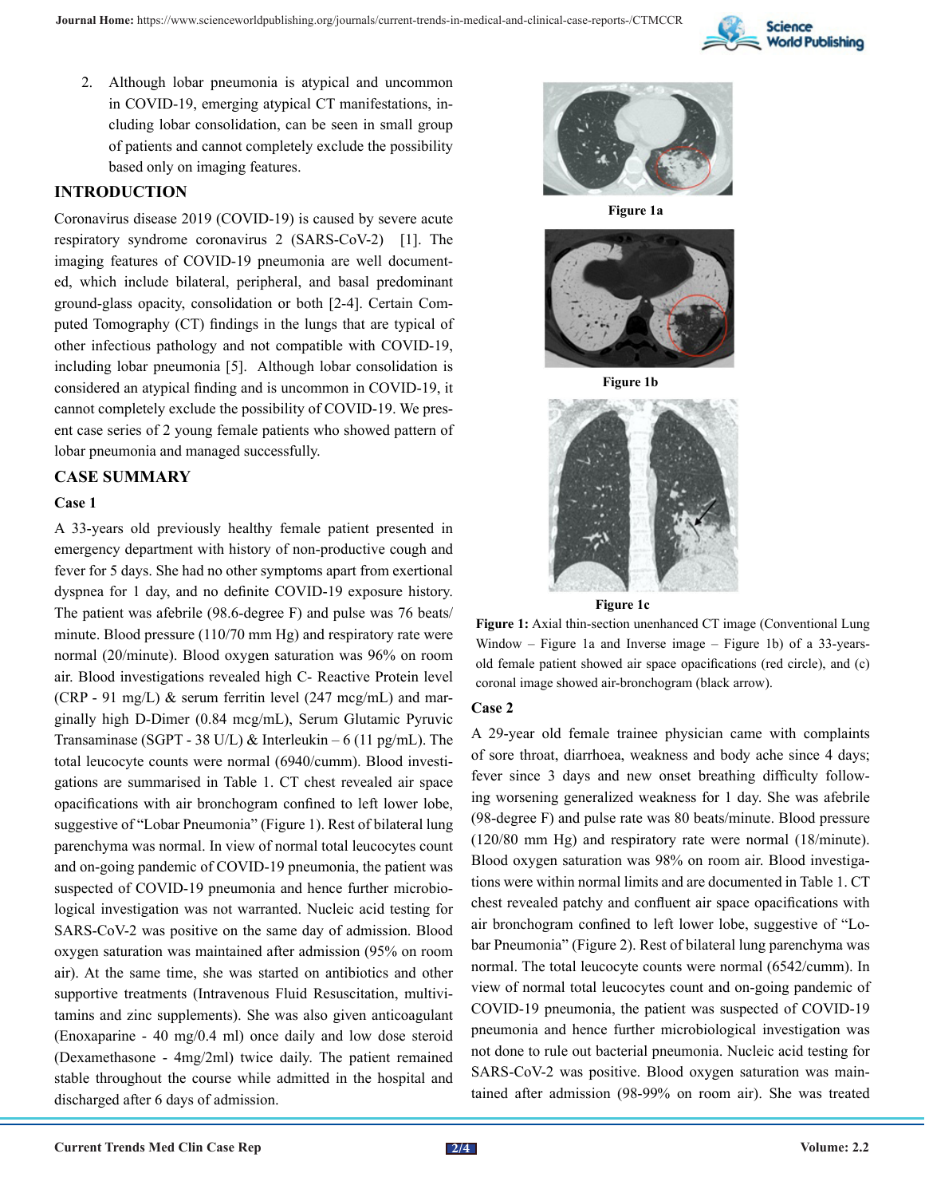2. Although lobar pneumonia is atypical and uncommon in COVID-19, emerging atypical CT manifestations, including lobar consolidation, can be seen in small group of patients and cannot completely exclude the possibility based only on imaging features.

## INTRODUCTION

Coronavirus disease 2019 (COVID-19) is caused by severe acute respiratory syndrome coronavirus 2 (SARS-CoV-2) [1]. The imaging features of COVID-19 pneumonia are well documented, which include bilateral, peripheral, and basal predominant ground-glass opacity, consolidation or both [2-4]. Certain Computed Tomography (CT) findings in the lungs that are typical of other infectious pathology and not compatible with COVID-19, including lobar pneumonia [5]. Although lobar consolidation is considered an atypical finding and is uncommon in COVID-19, it cannot completely exclude the possibility of COVID-19. We present case series of 2 young female patients who showed pattern of lobar pneumonia and managed successfully.

## CASE SUMMARY

### Case 1

A 33-years old previously healthy female patient presented in emergency department with history of non-productive cough and fever for 5 days. She had no other symptoms apart from exertional dyspnea for 1 day, and no definite COVID-19 exposure history. The patient was afebrile (98.6-degree F) and pulse was 76 beats/minute. Blood pressure (110/70 mm Hg) and respiratory rate were normal (20/minute). Blood oxygen saturation was 96% on room air. Blood investigations revealed high C- Reactive Protein level (CRP - 91 mg/L) & serum ferritin level (247 mcg/mL) and marginally high D-Dimer (0.84 mcg/mL), Serum Glutamic Pyruvic Transaminase (SGPT - 38 U/L) & Interleukin – 6 (11 pg/mL). The total leucocyte counts were normal (6940/cumm). Blood investigations are summarised in Table 1. CT chest revealed air space opacifications with air bronchogram confined to left lower lobe, suggestive of "Lobar Pneumonia" (Figure 1). Rest of bilateral lung parenchyma was normal. In view of normal total leucocytes count and on-going pandemic of COVID-19 pneumonia, the patient was suspected of COVID-19 pneumonia and hence further microbiological investigation was not warranted. Nucleic acid testing for SARS-CoV-2 was positive on the same day of admission. Blood oxygen saturation was maintained after admission (95% on room air). At the same time, she was started on antibiotics and other supportive treatments (Intravenous Fluid Resuscitation, multivitamins and zinc supplements). She was also given anticoagulant (Enoxaparine - 40 mg/0.4 ml) once daily and low dose steroid (Dexamethasone - 4mg/2ml) twice daily. The patient remained stable throughout the course while admitted in the hospital and discharged after 6 days of admission.

Figure 1a

Figure 1b

Figure 1c

**Figure 1:** Axial thin-section unenhanced CT image (Conventional Lung Window – Figure 1a and Inverse image – Figure 1b) of a 33-years-old female patient showed air space opacifications (red circle), and (c) coronal image showed air-bronchogram (black arrow).

### Case 2

A 29-year old female trainee physician came with complaints of sore throat, diarrhoea, weakness and body ache since 4 days; fever since 3 days and new onset breathing difficulty following worsening generalized weakness for 1 day. She was afebrile (98-degree F) and pulse rate was 80 beats/minute. Blood pressure (120/80 mm Hg) and respiratory rate were normal (18/minute). Blood oxygen saturation was 98% on room air. Blood investigations were within normal limits and are documented in Table 1. CT chest revealed patchy and confluent air space opacifications with air bronchogram confined to left lower lobe, suggestive of "Lobar Pneumonia" (Figure 2). Rest of bilateral lung parenchyma was normal. The total leucocyte counts were normal (6542/cumm). In view of normal total leucocytes count and on-going pandemic of COVID-19 pneumonia, the patient was suspected of COVID-19 pneumonia and hence further microbiological investigation was not done to rule out bacterial pneumonia. Nucleic acid testing for SARS-CoV-2 was positive. Blood oxygen saturation was maintained after admission (98-99% on room air). She was treated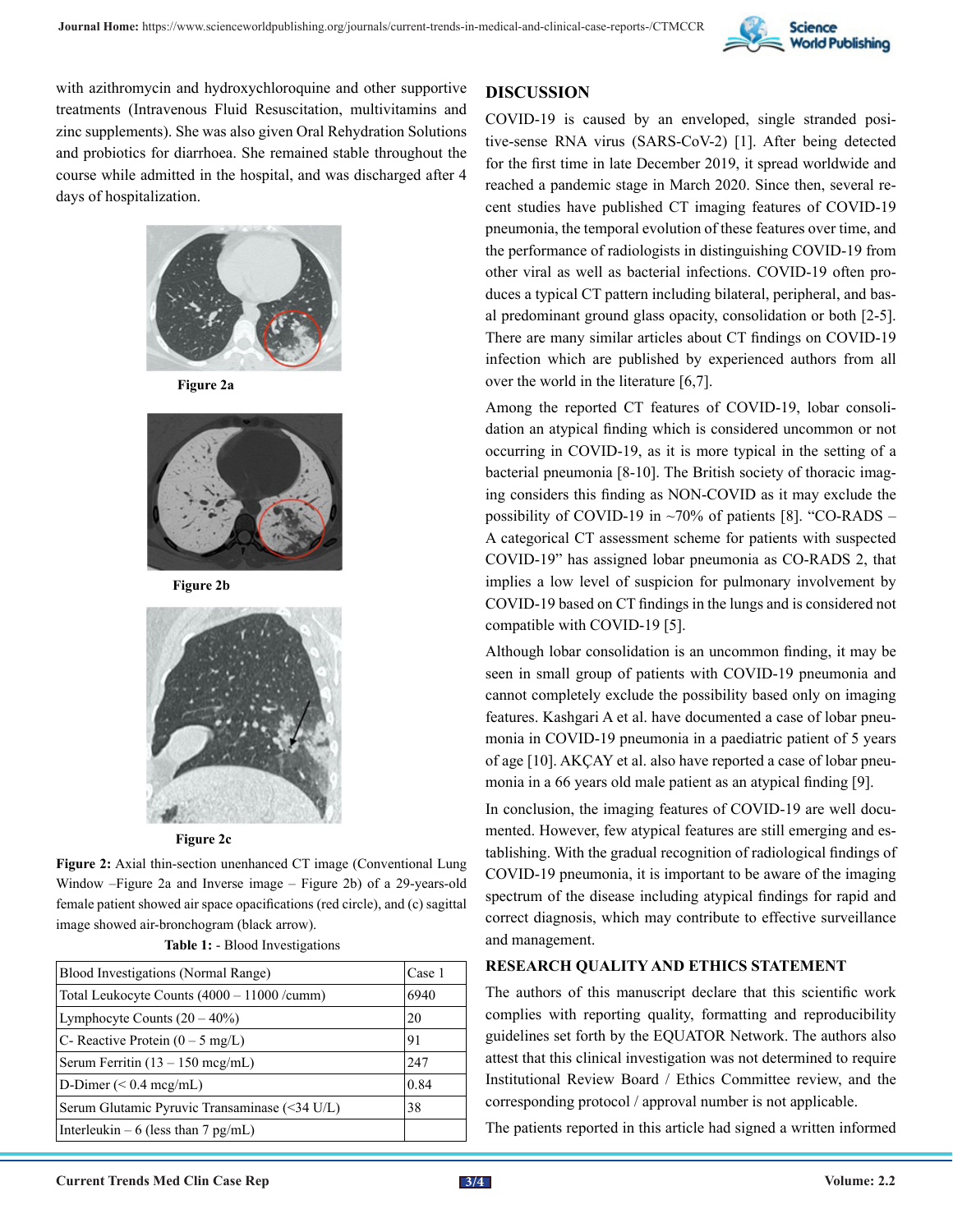with azithromycin and hydroxychloroquine and other supportive treatments (Intravenous Fluid Resuscitation, multivitamins and zinc supplements). She was also given Oral Rehydration Solutions and probiotics for diarrhoea. She remained stable throughout the course while admitted in the hospital, and was discharged after 4 days of hospitalization.

**Figure 2a**

**Figure 2b**

**Figure 2c**

**Figure 2:** Axial thin-section unenhanced CT image (Conventional Lung Window –Figure 2a and Inverse image – Figure 2b) of a 29-years-old female patient showed air space opacifications (red circle), and (c) sagittal image showed air-bronchogram (black arrow).

**Table 1:** - Blood Investigations

| Blood Investigations (Normal Range) | Case 1 |
|---|---|
| Total Leukocyte Counts (4000 – 11000 /cumm) | 6940 |
| Lymphocyte Counts (20 – 40%) | 20 |
| C- Reactive Protein (0 – 5 mg/L) | 91 |
| Serum Ferritin (13 – 150 mcg/mL) | 247 |
| D-Dimer (< 0.4 mcg/mL) | 0.84 |
| Serum Glutamic Pyruvic Transaminase (<34 U/L) | 38 |
| Interleukin – 6 (less than 7 pg/mL) | |

## DISCUSSION

COVID-19 is caused by an enveloped, single stranded positive-sense RNA virus (SARS-CoV-2) [1]. After being detected for the first time in late December 2019, it spread worldwide and reached a pandemic stage in March 2020. Since then, several recent studies have published CT imaging features of COVID-19 pneumonia, the temporal evolution of these features over time, and the performance of radiologists in distinguishing COVID-19 from other viral as well as bacterial infections. COVID-19 often produces a typical CT pattern including bilateral, peripheral, and basal predominant ground glass opacity, consolidation or both [2-5]. There are many similar articles about CT findings on COVID-19 infection which are published by experienced authors from all over the world in the literature [6,7].

Among the reported CT features of COVID-19, lobar consolidation an atypical finding which is considered uncommon or not occurring in COVID-19, as it is more typical in the setting of a bacterial pneumonia [8-10]. The British society of thoracic imaging considers this finding as NON-COVID as it may exclude the possibility of COVID-19 in ~70% of patients [8]. "CO-RADS – A categorical CT assessment scheme for patients with suspected COVID-19" has assigned lobar pneumonia as CO-RADS 2, that implies a low level of suspicion for pulmonary involvement by COVID-19 based on CT findings in the lungs and is considered not compatible with COVID-19 [5].

Although lobar consolidation is an uncommon finding, it may be seen in small group of patients with COVID-19 pneumonia and cannot completely exclude the possibility based only on imaging features. Kashgari A et al. have documented a case of lobar pneumonia in COVID-19 pneumonia in a paediatric patient of 5 years of age [10]. AKÇAY et al. also have reported a case of lobar pneumonia in a 66 years old male patient as an atypical finding [9].

In conclusion, the imaging features of COVID-19 are well documented. However, few atypical features are still emerging and establishing. With the gradual recognition of radiological findings of COVID-19 pneumonia, it is important to be aware of the imaging spectrum of the disease including atypical findings for rapid and correct diagnosis, which may contribute to effective surveillance and management.

## RESEARCH QUALITY AND ETHICS STATEMENT

The authors of this manuscript declare that this scientific work complies with reporting quality, formatting and reproducibility guidelines set forth by the EQUATOR Network. The authors also attest that this clinical investigation was not determined to require Institutional Review Board / Ethics Committee review, and the corresponding protocol / approval number is not applicable.

The patients reported in this article had signed a written informed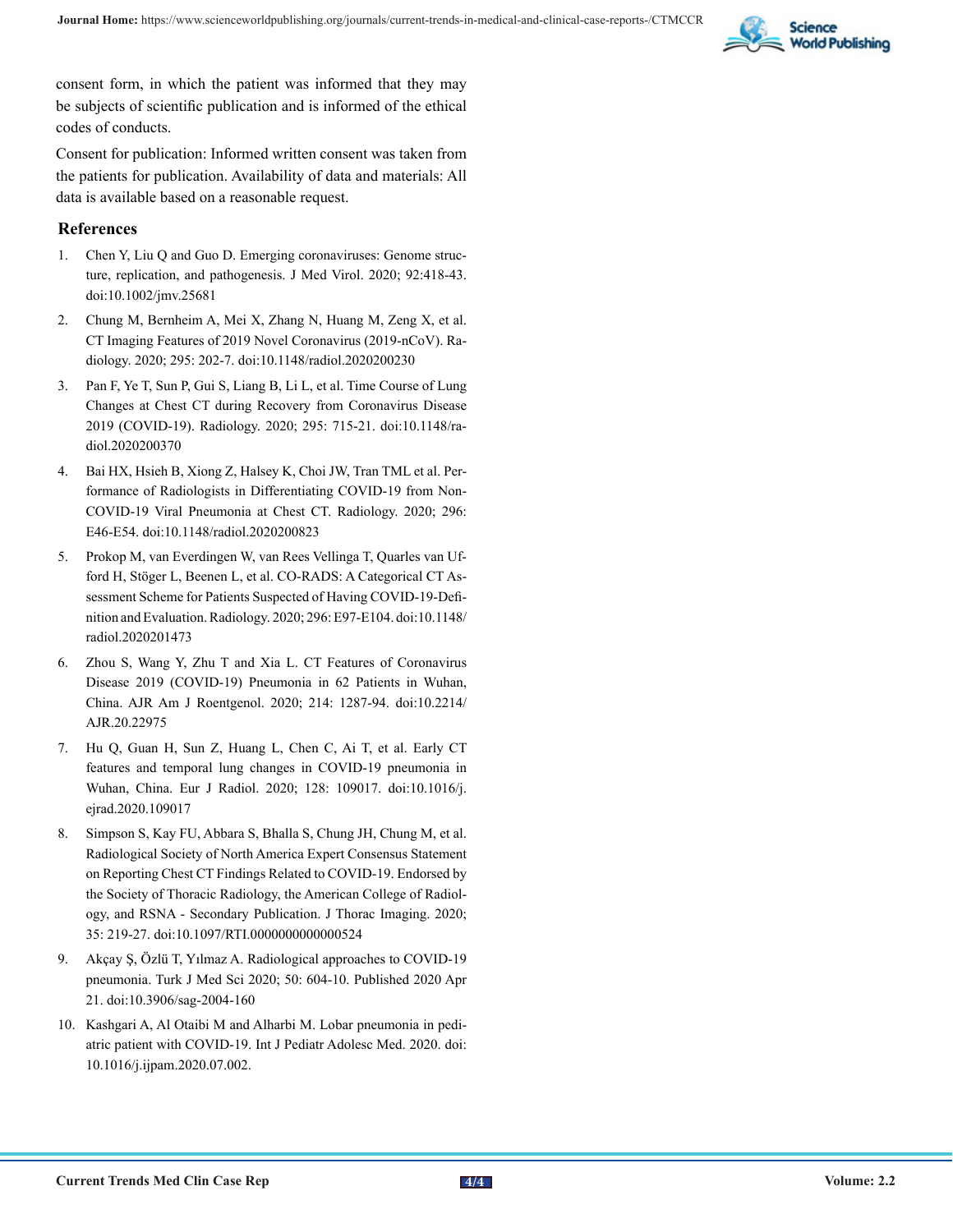consent form, in which the patient was informed that they may be subjects of scientific publication and is informed of the ethical codes of conducts.

Consent for publication: Informed written consent was taken from the patients for publication. Availability of data and materials: All data is available based on a reasonable request.

## References

1. Chen Y, Liu Q and Guo D. Emerging coronaviruses: Genome structure, replication, and pathogenesis. J Med Virol. 2020; 92:418-43. doi:10.1002/jmv.25681
2. Chung M, Bernheim A, Mei X, Zhang N, Huang M, Zeng X, et al. CT Imaging Features of 2019 Novel Coronavirus (2019-nCoV). Radiology. 2020; 295: 202-7. doi:10.1148/radiol.2020200230
3. Pan F, Ye T, Sun P, Gui S, Liang B, Li L, et al. Time Course of Lung Changes at Chest CT during Recovery from Coronavirus Disease 2019 (COVID-19). Radiology. 2020; 295: 715-21. doi:10.1148/radiol.2020200370
4. Bai HX, Hsieh B, Xiong Z, Halsey K, Choi JW, Tran TML et al. Performance of Radiologists in Differentiating COVID-19 from Non-COVID-19 Viral Pneumonia at Chest CT. Radiology. 2020; 296: E46-E54. doi:10.1148/radiol.2020200823
5. Prokop M, van Everdingen W, van Rees Vellinga T, Quarles van Ufford H, Stöger L, Beenen L, et al. CO-RADS: A Categorical CT Assessment Scheme for Patients Suspected of Having COVID-19-Definition and Evaluation. Radiology. 2020; 296: E97-E104. doi:10.1148/radiol.2020201473
6. Zhou S, Wang Y, Zhu T and Xia L. CT Features of Coronavirus Disease 2019 (COVID-19) Pneumonia in 62 Patients in Wuhan, China. AJR Am J Roentgenol. 2020; 214: 1287-94. doi:10.2214/AJR.20.22975
7. Hu Q, Guan H, Sun Z, Huang L, Chen C, Ai T, et al. Early CT features and temporal lung changes in COVID-19 pneumonia in Wuhan, China. Eur J Radiol. 2020; 128: 109017. doi:10.1016/j.ejrad.2020.109017
8. Simpson S, Kay FU, Abbara S, Bhalla S, Chung JH, Chung M, et al. Radiological Society of North America Expert Consensus Statement on Reporting Chest CT Findings Related to COVID-19. Endorsed by the Society of Thoracic Radiology, the American College of Radiology, and RSNA - Secondary Publication. J Thorac Imaging. 2020; 35: 219-27. doi:10.1097/RTI.0000000000000524
9. Akçay Ş, Özlü T, Yılmaz A. Radiological approaches to COVID-19 pneumonia. Turk J Med Sci 2020; 50: 604-10. Published 2020 Apr 21. doi:10.3906/sag-2004-160
10. Kashgari A, Al Otaibi M and Alharbi M. Lobar pneumonia in pediatric patient with COVID-19. Int J Pediatr Adolesc Med. 2020. doi: 10.1016/j.ijpam.2020.07.002.